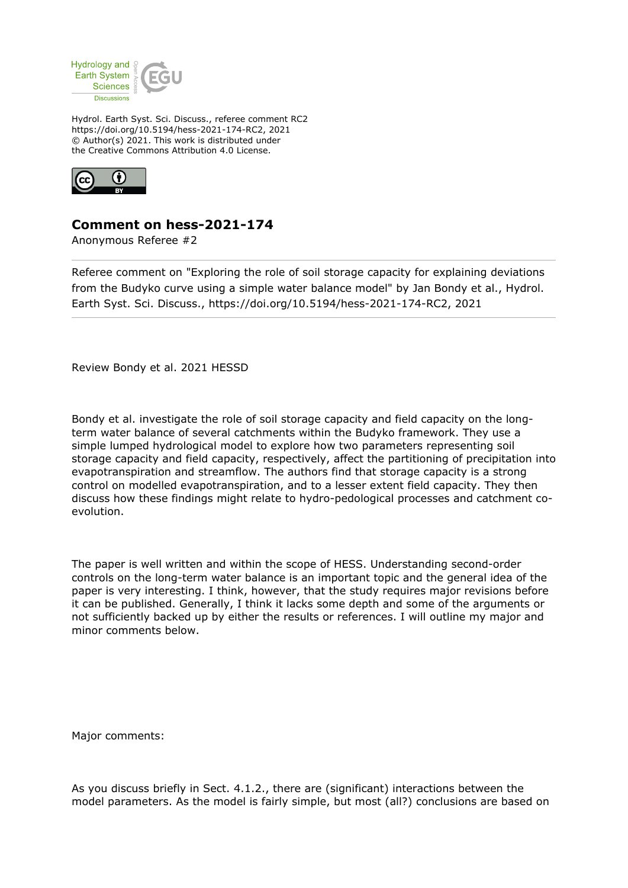Hydrology and Earth System Sciences Discussions

Hydrol. Earth Syst. Sci. Discuss., referee comment RC2
https://doi.org/10.5194/hess-2021-174-RC2, 2021
© Author(s) 2021. This work is distributed under
the Creative Commons Attribution 4.0 License.

## Comment on hess-2021-174

Anonymous Referee #2

Referee comment on "Exploring the role of soil storage capacity for explaining deviations from the Budyko curve using a simple water balance model" by Jan Bondy et al., Hydrol. Earth Syst. Sci. Discuss., https://doi.org/10.5194/hess-2021-174-RC2, 2021

---

Review Bondy et al. 2021 HESSD

Bondy et al. investigate the role of soil storage capacity and field capacity on the long-term water balance of several catchments within the Budyko framework. They use a simple lumped hydrological model to explore how two parameters representing soil storage capacity and field capacity, respectively, affect the partitioning of precipitation into evapotranspiration and streamflow. The authors find that storage capacity is a strong control on modelled evapotranspiration, and to a lesser extent field capacity. They then discuss how these findings might relate to hydro-pedological processes and catchment co-evolution.

The paper is well written and within the scope of HESS. Understanding second-order controls on the long-term water balance is an important topic and the general idea of the paper is very interesting. I think, however, that the study requires major revisions before it can be published. Generally, I think it lacks some depth and some of the arguments or not sufficiently backed up by either the results or references. I will outline my major and minor comments below.

Major comments:

As you discuss briefly in Sect. 4.1.2., there are (significant) interactions between the model parameters. As the model is fairly simple, but most (all?) conclusions are based on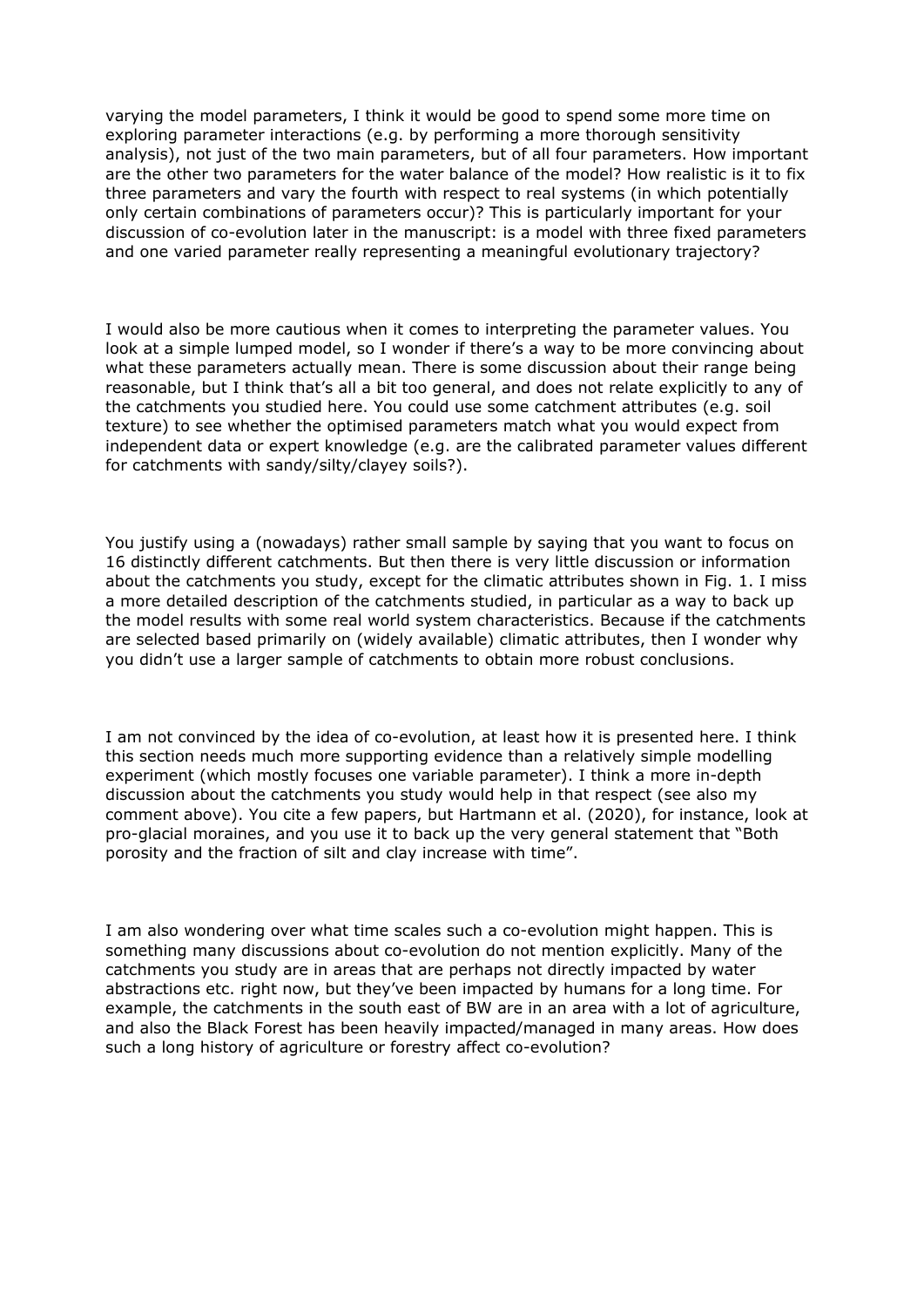varying the model parameters, I think it would be good to spend some more time on exploring parameter interactions (e.g. by performing a more thorough sensitivity analysis), not just of the two main parameters, but of all four parameters. How important are the other two parameters for the water balance of the model? How realistic is it to fix three parameters and vary the fourth with respect to real systems (in which potentially only certain combinations of parameters occur)? This is particularly important for your discussion of co-evolution later in the manuscript: is a model with three fixed parameters and one varied parameter really representing a meaningful evolutionary trajectory?

I would also be more cautious when it comes to interpreting the parameter values. You look at a simple lumped model, so I wonder if there's a way to be more convincing about what these parameters actually mean. There is some discussion about their range being reasonable, but I think that's all a bit too general, and does not relate explicitly to any of the catchments you studied here. You could use some catchment attributes (e.g. soil texture) to see whether the optimised parameters match what you would expect from independent data or expert knowledge (e.g. are the calibrated parameter values different for catchments with sandy/silty/clayey soils?).

You justify using a (nowadays) rather small sample by saying that you want to focus on 16 distinctly different catchments. But then there is very little discussion or information about the catchments you study, except for the climatic attributes shown in Fig. 1. I miss a more detailed description of the catchments studied, in particular as a way to back up the model results with some real world system characteristics. Because if the catchments are selected based primarily on (widely available) climatic attributes, then I wonder why you didn't use a larger sample of catchments to obtain more robust conclusions.

I am not convinced by the idea of co-evolution, at least how it is presented here. I think this section needs much more supporting evidence than a relatively simple modelling experiment (which mostly focuses one variable parameter). I think a more in-depth discussion about the catchments you study would help in that respect (see also my comment above). You cite a few papers, but Hartmann et al. (2020), for instance, look at pro-glacial moraines, and you use it to back up the very general statement that "Both porosity and the fraction of silt and clay increase with time".

I am also wondering over what time scales such a co-evolution might happen. This is something many discussions about co-evolution do not mention explicitly. Many of the catchments you study are in areas that are perhaps not directly impacted by water abstractions etc. right now, but they've been impacted by humans for a long time. For example, the catchments in the south east of BW are in an area with a lot of agriculture, and also the Black Forest has been heavily impacted/managed in many areas. How does such a long history of agriculture or forestry affect co-evolution?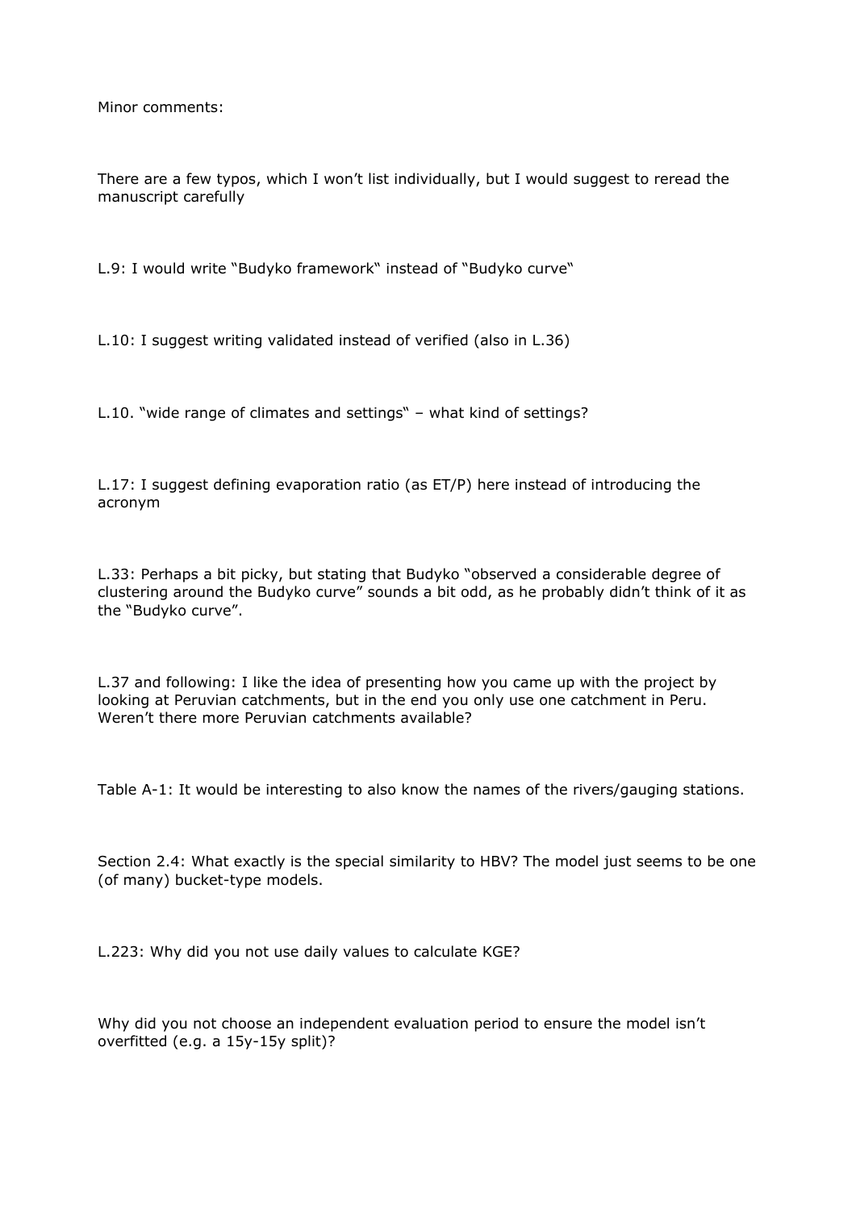Minor comments:

There are a few typos, which I won't list individually, but I would suggest to reread the manuscript carefully

L.9: I would write "Budyko framework" instead of "Budyko curve"

L.10: I suggest writing validated instead of verified (also in L.36)

L.10. "wide range of climates and settings" – what kind of settings?

L.17: I suggest defining evaporation ratio (as ET/P) here instead of introducing the acronym

L.33: Perhaps a bit picky, but stating that Budyko "observed a considerable degree of clustering around the Budyko curve" sounds a bit odd, as he probably didn't think of it as the "Budyko curve".

L.37 and following: I like the idea of presenting how you came up with the project by looking at Peruvian catchments, but in the end you only use one catchment in Peru. Weren't there more Peruvian catchments available?

Table A-1: It would be interesting to also know the names of the rivers/gauging stations.

Section 2.4: What exactly is the special similarity to HBV? The model just seems to be one (of many) bucket-type models.

L.223: Why did you not use daily values to calculate KGE?

Why did you not choose an independent evaluation period to ensure the model isn't overfitted (e.g. a 15y-15y split)?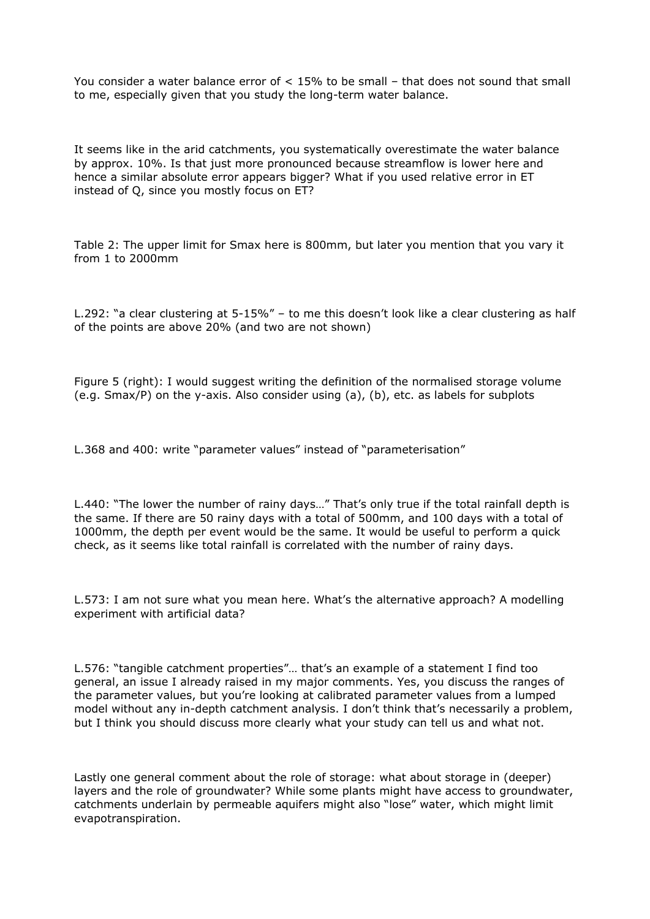You consider a water balance error of < 15% to be small – that does not sound that small to me, especially given that you study the long-term water balance.

It seems like in the arid catchments, you systematically overestimate the water balance by approx. 10%. Is that just more pronounced because streamflow is lower here and hence a similar absolute error appears bigger? What if you used relative error in ET instead of Q, since you mostly focus on ET?

Table 2: The upper limit for Smax here is 800mm, but later you mention that you vary it from 1 to 2000mm

L.292: "a clear clustering at 5-15%" – to me this doesn't look like a clear clustering as half of the points are above 20% (and two are not shown)

Figure 5 (right): I would suggest writing the definition of the normalised storage volume (e.g. Smax/P) on the y-axis. Also consider using (a), (b), etc. as labels for subplots

L.368 and 400: write "parameter values" instead of "parameterisation"

L.440: "The lower the number of rainy days…" That's only true if the total rainfall depth is the same. If there are 50 rainy days with a total of 500mm, and 100 days with a total of 1000mm, the depth per event would be the same. It would be useful to perform a quick check, as it seems like total rainfall is correlated with the number of rainy days.

L.573: I am not sure what you mean here. What's the alternative approach? A modelling experiment with artificial data?

L.576: "tangible catchment properties"… that's an example of a statement I find too general, an issue I already raised in my major comments. Yes, you discuss the ranges of the parameter values, but you're looking at calibrated parameter values from a lumped model without any in-depth catchment analysis. I don't think that's necessarily a problem, but I think you should discuss more clearly what your study can tell us and what not.

Lastly one general comment about the role of storage: what about storage in (deeper) layers and the role of groundwater? While some plants might have access to groundwater, catchments underlain by permeable aquifers might also "lose" water, which might limit evapotranspiration.